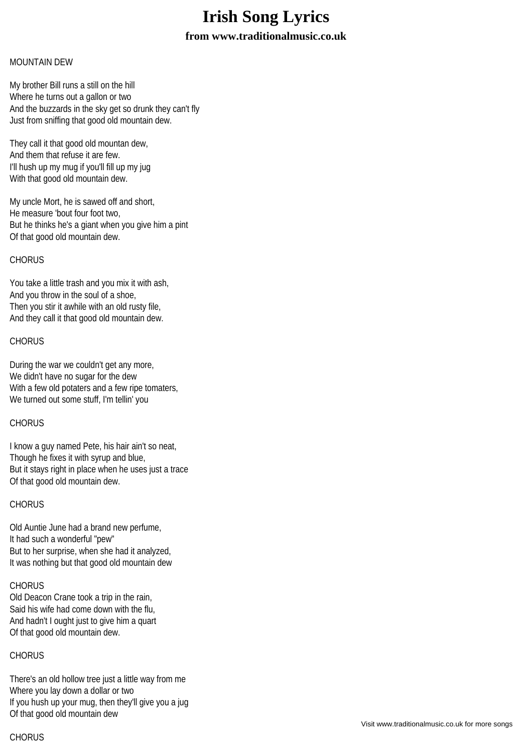# Irish Song Lyrics

### from www.traditionalmusic.co.uk

MOUNTAIN DEW

My brother Bill runs a still on the hill  
Where he turns out a gallon or two  
And the buzzards in the sky get so drunk they can't fly  
Just from sniffing that good old mountain dew.

They call it that good old mountan dew,  
And them that refuse it are few.  
I'll hush up my mug if you'll fill up my jug  
With that good old mountain dew.

My uncle Mort, he is sawed off and short,  
He measure 'bout four foot two,  
But he thinks he's a giant when you give him a pint  
Of that good old mountain dew.

CHORUS

You take a little trash and you mix it with ash,  
And you throw in the soul of a shoe,  
Then you stir it awhile with an old rusty file,  
And they call it that good old mountain dew.

CHORUS

During the war we couldn't get any more,  
We didn't have no sugar for the dew  
With a few old potaters and a few ripe tomaters,  
We turned out some stuff, I'm tellin' you

CHORUS

I know a guy named Pete, his hair ain't so neat,  
Though he fixes it with syrup and blue,  
But it stays right in place when he uses just a trace  
Of that good old mountain dew.

CHORUS

Old Auntie June had a brand new perfume,  
It had such a wonderful "pew"  
But to her surprise, when she had it analyzed,  
It was nothing but that good old mountain dew

CHORUS  
Old Deacon Crane took a trip in the rain,  
Said his wife had come down with the flu,  
And hadn't I ought just to give him a quart  
Of that good old mountain dew.

CHORUS

There's an old hollow tree just a little way from me  
Where you lay down a dollar or two  
If you hush up your mug, then they'll give you a jug  
Of that good old mountain dew

CHORUS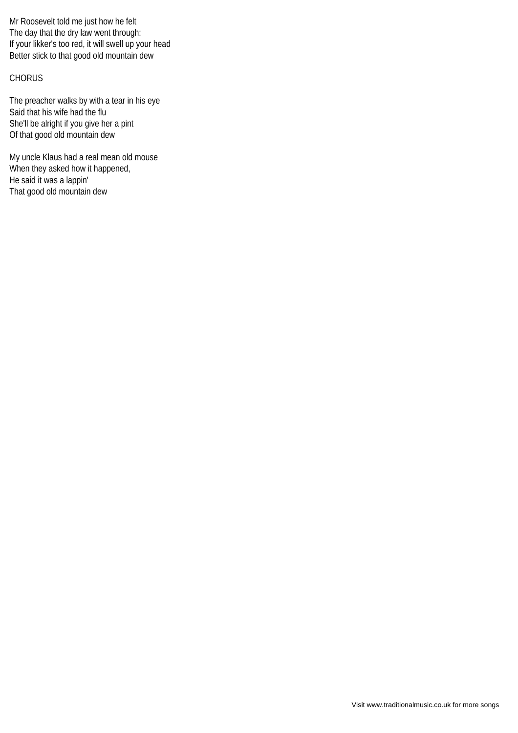Mr Roosevelt told me just how he felt
The day that the dry law went through:
If your likker's too red, it will swell up your head
Better stick to that good old mountain dew

CHORUS

The preacher walks by with a tear in his eye
Said that his wife had the flu
She'll be alright if you give her a pint
Of that good old mountain dew

My uncle Klaus had a real mean old mouse
When they asked how it happened,
He said it was a lappin'
That good old mountain dew